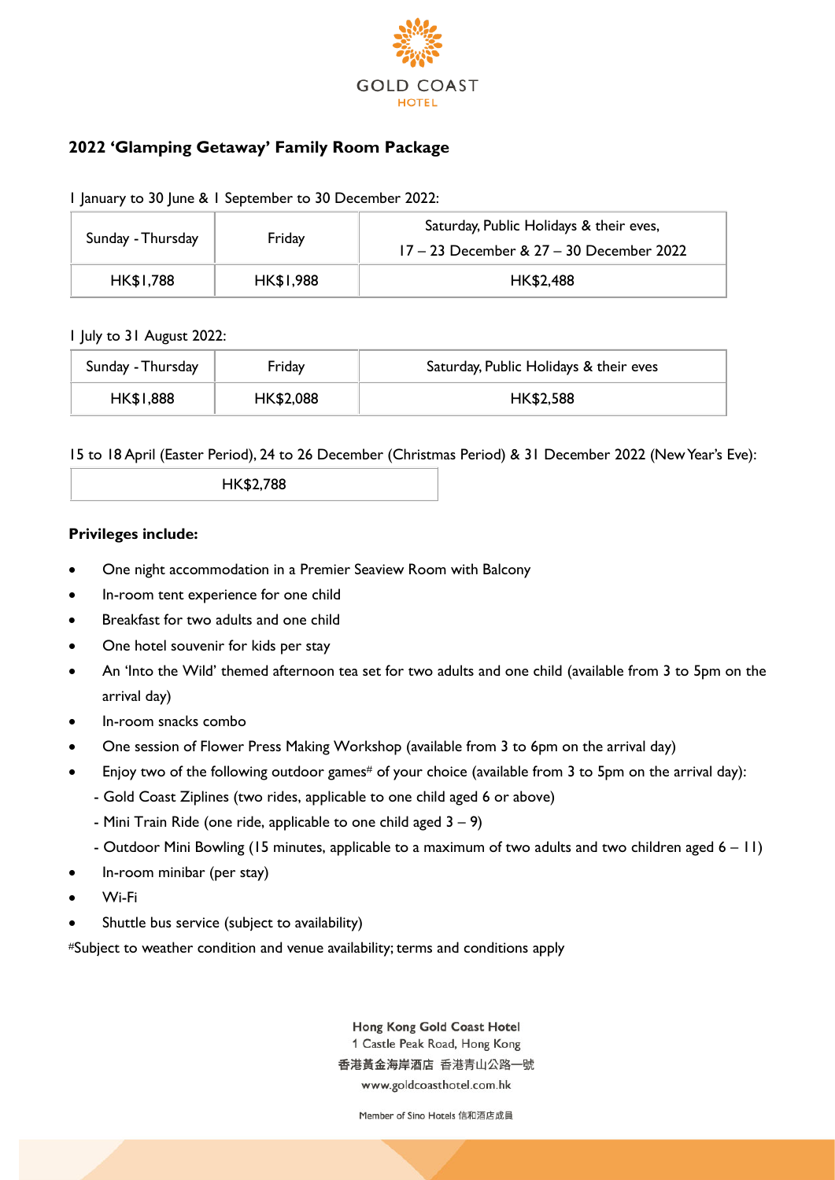GOLD COAST HOTEL

## 2022 'Glamping Getaway' Family Room Package

I January to 30 June & I September to 30 December 2022:

| Sunday - Thursday | Friday | Saturday, Public Holidays & their eves, 17 – 23 December & 27 – 30 December 2022 |
|---|---|---|
| HK$1,788 | HK$1,988 | HK$2,488 |

I July to 31 August 2022:

| Sunday - Thursday | Friday | Saturday, Public Holidays & their eves |
|---|---|---|
| HK$1,888 | HK$2,088 | HK$2,588 |

15 to 18 April (Easter Period), 24 to 26 December (Christmas Period) & 31 December 2022 (New Year's Eve):

| HK$2,788 |
|---|

**Privileges include:**

- One night accommodation in a Premier Seaview Room with Balcony
- In-room tent experience for one child
- Breakfast for two adults and one child
- One hotel souvenir for kids per stay
- An 'Into the Wild' themed afternoon tea set for two adults and one child (available from 3 to 5pm on the arrival day)
- In-room snacks combo
- One session of Flower Press Making Workshop (available from 3 to 6pm on the arrival day)
- Enjoy two of the following outdoor games# of your choice (available from 3 to 5pm on the arrival day):
  - Gold Coast Ziplines (two rides, applicable to one child aged 6 or above)
  - Mini Train Ride (one ride, applicable to one child aged 3 – 9)
  - Outdoor Mini Bowling (15 minutes, applicable to a maximum of two adults and two children aged 6 – 11)
- In-room minibar (per stay)
- Wi-Fi
- Shuttle bus service (subject to availability)

#Subject to weather condition and venue availability; terms and conditions apply

Hong Kong Gold Coast Hotel
1 Castle Peak Road, Hong Kong
香港黃金海岸酒店 香港青山公路一號
www.goldcoasthotel.com.hk

Member of Sino Hotels 信和酒店成員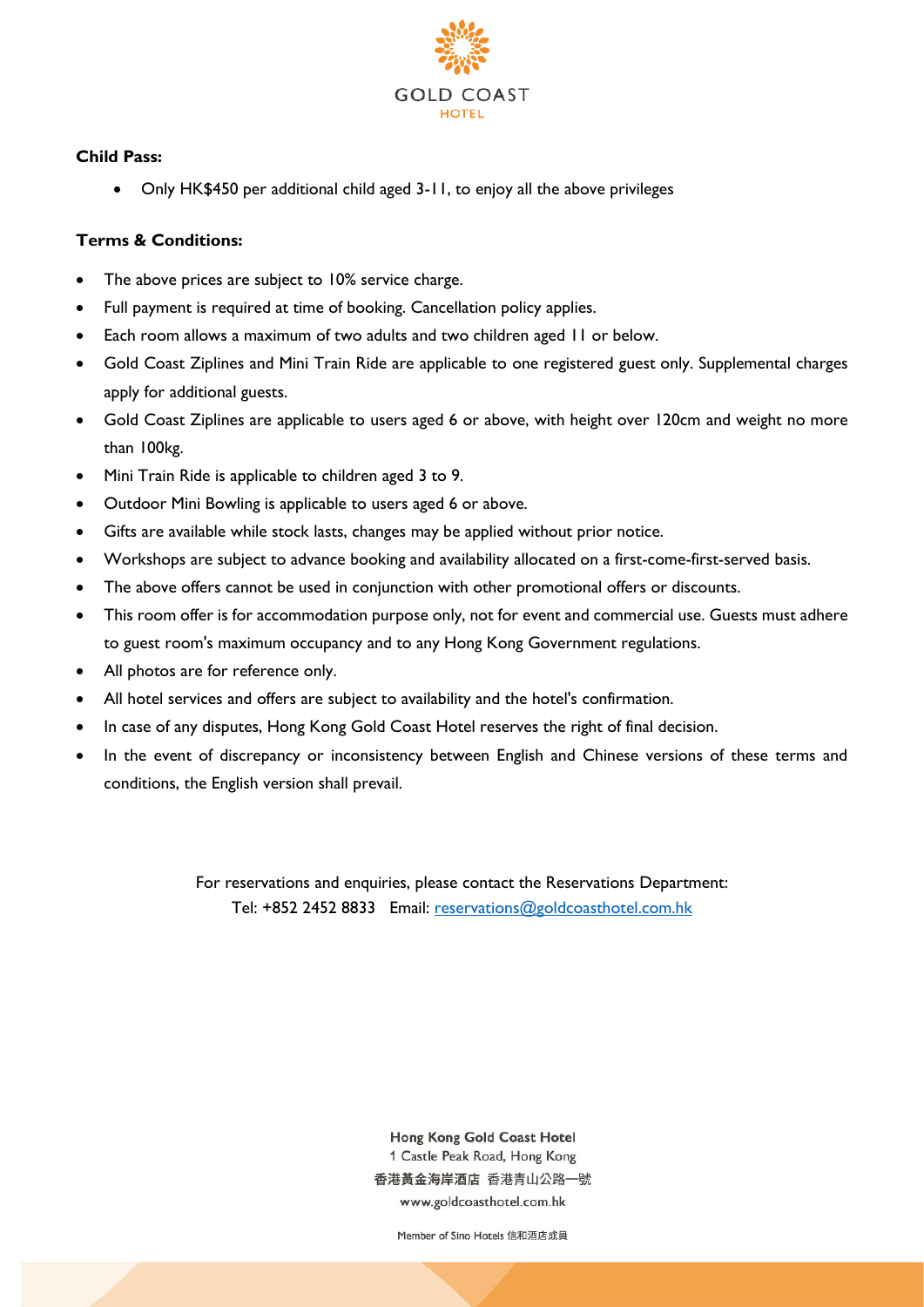**Child Pass:**

- Only HK$450 per additional child aged 3-11, to enjoy all the above privileges

**Terms & Conditions:**

- The above prices are subject to 10% service charge.
- Full payment is required at time of booking. Cancellation policy applies.
- Each room allows a maximum of two adults and two children aged 11 or below.
- Gold Coast Ziplines and Mini Train Ride are applicable to one registered guest only. Supplemental charges apply for additional guests.
- Gold Coast Ziplines are applicable to users aged 6 or above, with height over 120cm and weight no more than 100kg.
- Mini Train Ride is applicable to children aged 3 to 9.
- Outdoor Mini Bowling is applicable to users aged 6 or above.
- Gifts are available while stock lasts, changes may be applied without prior notice.
- Workshops are subject to advance booking and availability allocated on a first-come-first-served basis.
- The above offers cannot be used in conjunction with other promotional offers or discounts.
- This room offer is for accommodation purpose only, not for event and commercial use. Guests must adhere to guest room's maximum occupancy and to any Hong Kong Government regulations.
- All photos are for reference only.
- All hotel services and offers are subject to availability and the hotel's confirmation.
- In case of any disputes, Hong Kong Gold Coast Hotel reserves the right of final decision.
- In the event of discrepancy or inconsistency between English and Chinese versions of these terms and conditions, the English version shall prevail.

For reservations and enquiries, please contact the Reservations Department:
Tel: +852 2452 8833 Email: reservations@goldcoasthotel.com.hk

Hong Kong Gold Coast Hotel
1 Castle Peak Road, Hong Kong
香港黃金海岸酒店 香港青山公路一號
www.goldcoasthotel.com.hk

Member of Sino Hotels 信和酒店成員